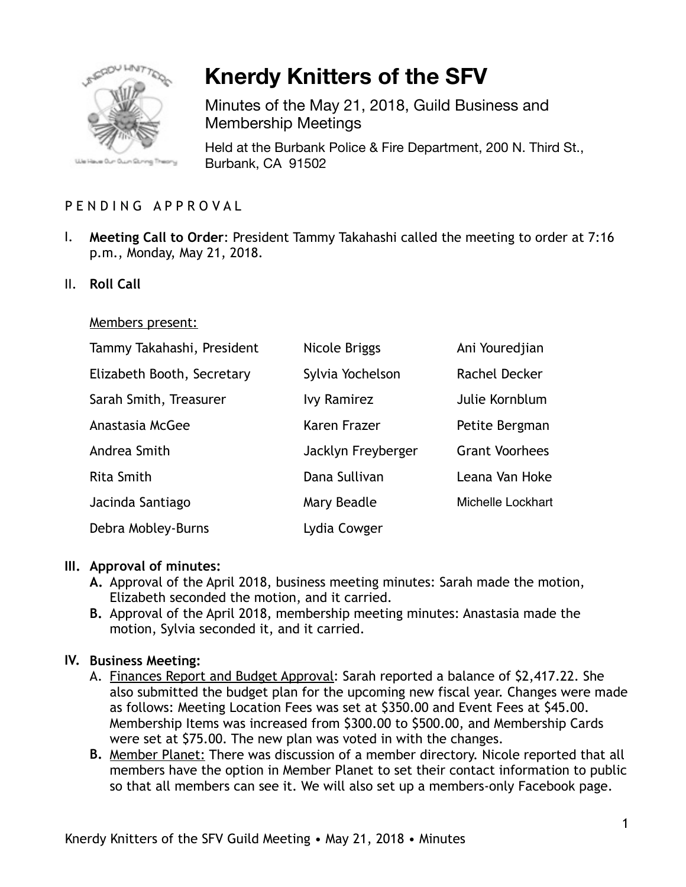# Knerdy Knitters of the SFV

Minutes of the May 21, 2018, Guild Business and Membership Meetings

Held at the Burbank Police & Fire Department, 200 N. Third St., Burbank, CA 91502

P E N D I N G   A P P R O V A L

I. **Meeting Call to Order**: President Tammy Takahashi called the meeting to order at 7:16 p.m., Monday, May 21, 2018.

II. **Roll Call**

Members present:

| | | |
|---|---|---|
| Tammy Takahashi, President | Nicole Briggs | Ani Youredjian |
| Elizabeth Booth, Secretary | Sylvia Yochelson | Rachel Decker |
| Sarah Smith, Treasurer | Ivy Ramirez | Julie Kornblum |
| Anastasia McGee | Karen Frazer | Petite Bergman |
| Andrea Smith | Jacklyn Freyberger | Grant Voorhees |
| Rita Smith | Dana Sullivan | Leana Van Hoke |
| Jacinda Santiago | Mary Beadle | Michelle Lockhart |
| Debra Mobley-Burns | Lydia Cowger | |

**III. Approval of minutes:**

**A.** Approval of the April 2018, business meeting minutes: Sarah made the motion, Elizabeth seconded the motion, and it carried.

**B.** Approval of the April 2018, membership meeting minutes: Anastasia made the motion, Sylvia seconded it, and it carried.

**IV. Business Meeting:**

A. Finances Report and Budget Approval: Sarah reported a balance of $2,417.22. She also submitted the budget plan for the upcoming new fiscal year. Changes were made as follows: Meeting Location Fees was set at $350.00 and Event Fees at $45.00. Membership Items was increased from $300.00 to $500.00, and Membership Cards were set at $75.00. The new plan was voted in with the changes.

**B.** Member Planet: There was discussion of a member directory. Nicole reported that all members have the option in Member Planet to set their contact information to public so that all members can see it. We will also set up a members-only Facebook page.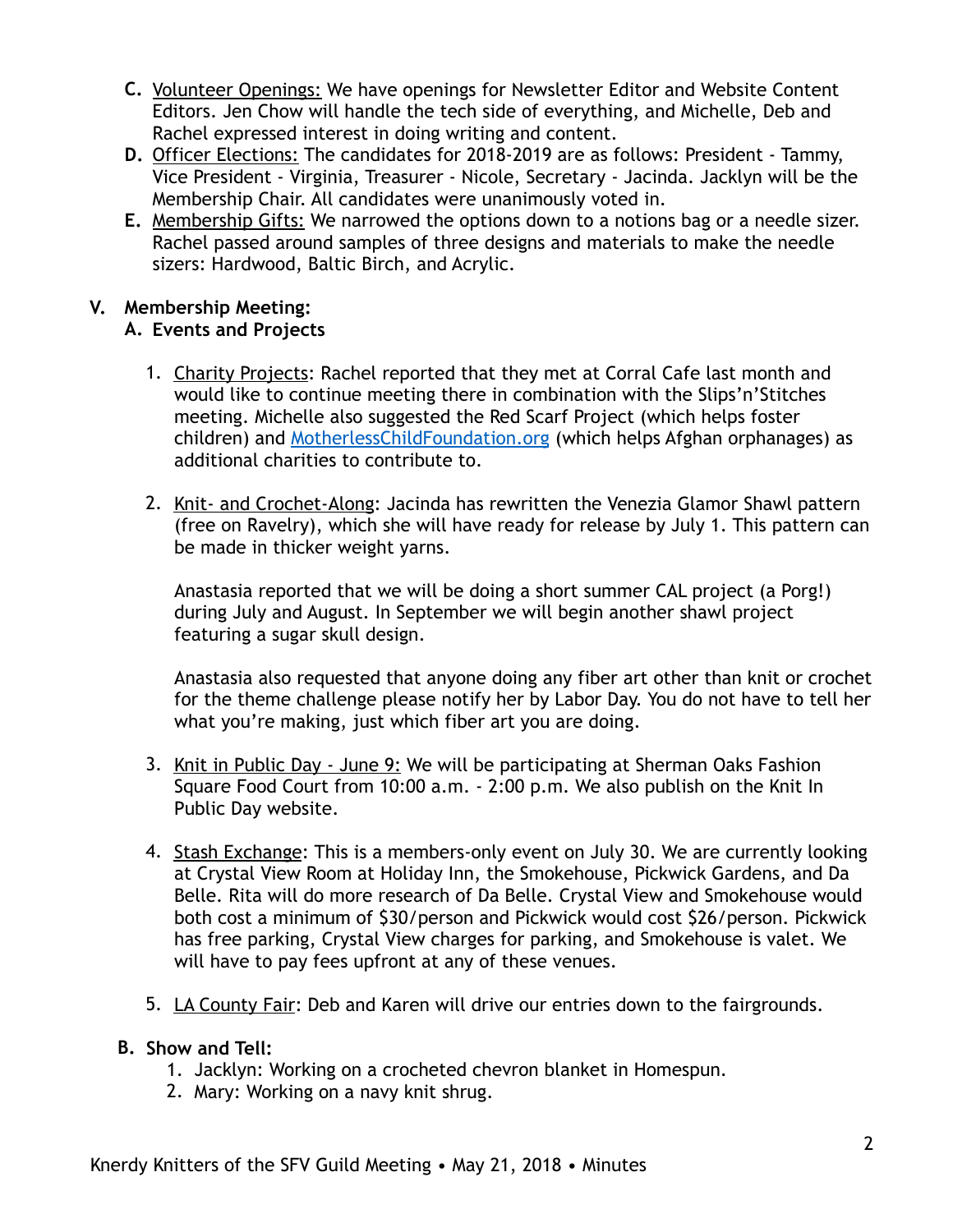C. <u>Volunteer Openings:</u> We have openings for Newsletter Editor and Website Content Editors. Jen Chow will handle the tech side of everything, and Michelle, Deb and Rachel expressed interest in doing writing and content.

D. <u>Officer Elections:</u> The candidates for 2018-2019 are as follows: President - Tammy, Vice President - Virginia, Treasurer - Nicole, Secretary - Jacinda. Jacklyn will be the Membership Chair. All candidates were unanimously voted in.

E. <u>Membership Gifts:</u> We narrowed the options down to a notions bag or a needle sizer. Rachel passed around samples of three designs and materials to make the needle sizers: Hardwood, Baltic Birch, and Acrylic.

**V. Membership Meeting:**

**A. Events and Projects**

1. <u>Charity Projects</u>: Rachel reported that they met at Corral Cafe last month and would like to continue meeting there in combination with the Slips'n'Stitches meeting. Michelle also suggested the Red Scarf Project (which helps foster children) and [MotherlessChildFoundation.org](http://MotherlessChildFoundation.org) (which helps Afghan orphanages) as additional charities to contribute to.

2. <u>Knit- and Crochet-Along</u>: Jacinda has rewritten the Venezia Glamor Shawl pattern (free on Ravelry), which she will have ready for release by July 1. This pattern can be made in thicker weight yarns.

   Anastasia reported that we will be doing a short summer CAL project (a Porg!) during July and August. In September we will begin another shawl project featuring a sugar skull design.

   Anastasia also requested that anyone doing any fiber art other than knit or crochet for the theme challenge please notify her by Labor Day. You do not have to tell her what you're making, just which fiber art you are doing.

3. <u>Knit in Public Day - June 9:</u> We will be participating at Sherman Oaks Fashion Square Food Court from 10:00 a.m. - 2:00 p.m. We also publish on the Knit In Public Day website.

4. <u>Stash Exchange</u>: This is a members-only event on July 30. We are currently looking at Crystal View Room at Holiday Inn, the Smokehouse, Pickwick Gardens, and Da Belle. Rita will do more research of Da Belle. Crystal View and Smokehouse would both cost a minimum of $30/person and Pickwick would cost $26/person. Pickwick has free parking, Crystal View charges for parking, and Smokehouse is valet. We will have to pay fees upfront at any of these venues.

5. <u>LA County Fair</u>: Deb and Karen will drive our entries down to the fairgrounds.

**B. Show and Tell:**

1. Jacklyn: Working on a crocheted chevron blanket in Homespun.
2. Mary: Working on a navy knit shrug.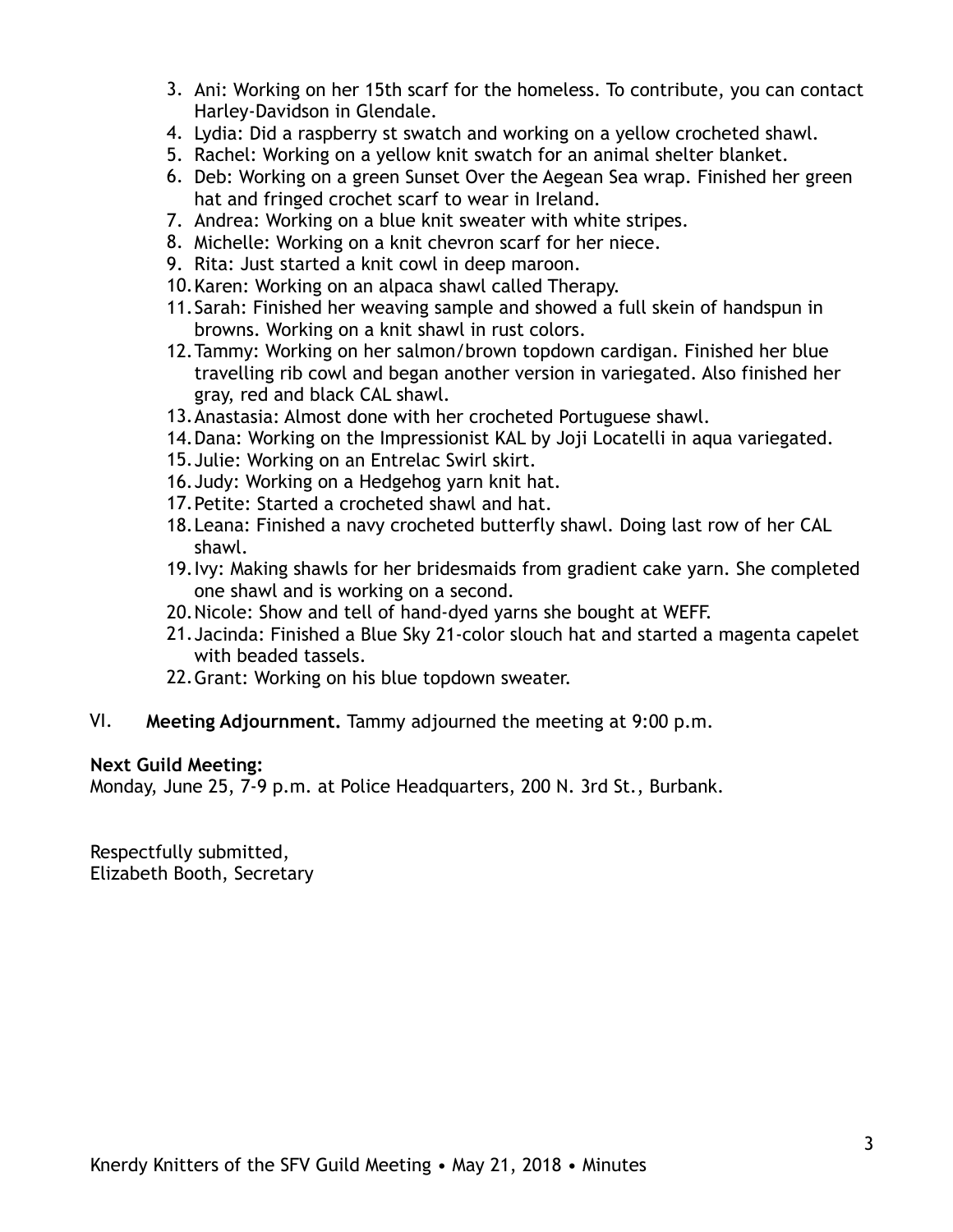3. Ani: Working on her 15th scarf for the homeless. To contribute, you can contact Harley-Davidson in Glendale.
4. Lydia: Did a raspberry st swatch and working on a yellow crocheted shawl.
5. Rachel: Working on a yellow knit swatch for an animal shelter blanket.
6. Deb: Working on a green Sunset Over the Aegean Sea wrap. Finished her green hat and fringed crochet scarf to wear in Ireland.
7. Andrea: Working on a blue knit sweater with white stripes.
8. Michelle: Working on a knit chevron scarf for her niece.
9. Rita: Just started a knit cowl in deep maroon.
10. Karen: Working on an alpaca shawl called Therapy.
11. Sarah: Finished her weaving sample and showed a full skein of handspun in browns. Working on a knit shawl in rust colors.
12. Tammy: Working on her salmon/brown topdown cardigan. Finished her blue travelling rib cowl and began another version in variegated. Also finished her gray, red and black CAL shawl.
13. Anastasia: Almost done with her crocheted Portuguese shawl.
14. Dana: Working on the Impressionist KAL by Joji Locatelli in aqua variegated.
15. Julie: Working on an Entrelac Swirl skirt.
16. Judy: Working on a Hedgehog yarn knit hat.
17. Petite: Started a crocheted shawl and hat.
18. Leana: Finished a navy crocheted butterfly shawl. Doing last row of her CAL shawl.
19. Ivy: Making shawls for her bridesmaids from gradient cake yarn. She completed one shawl and is working on a second.
20. Nicole: Show and tell of hand-dyed yarns she bought at WEFF.
21. Jacinda: Finished a Blue Sky 21-color slouch hat and started a magenta capelet with beaded tassels.
22. Grant: Working on his blue topdown sweater.

VI. **Meeting Adjournment.** Tammy adjourned the meeting at 9:00 p.m.

**Next Guild Meeting:**
Monday, June 25, 7-9 p.m. at Police Headquarters, 200 N. 3rd St., Burbank.

Respectfully submitted,
Elizabeth Booth, Secretary